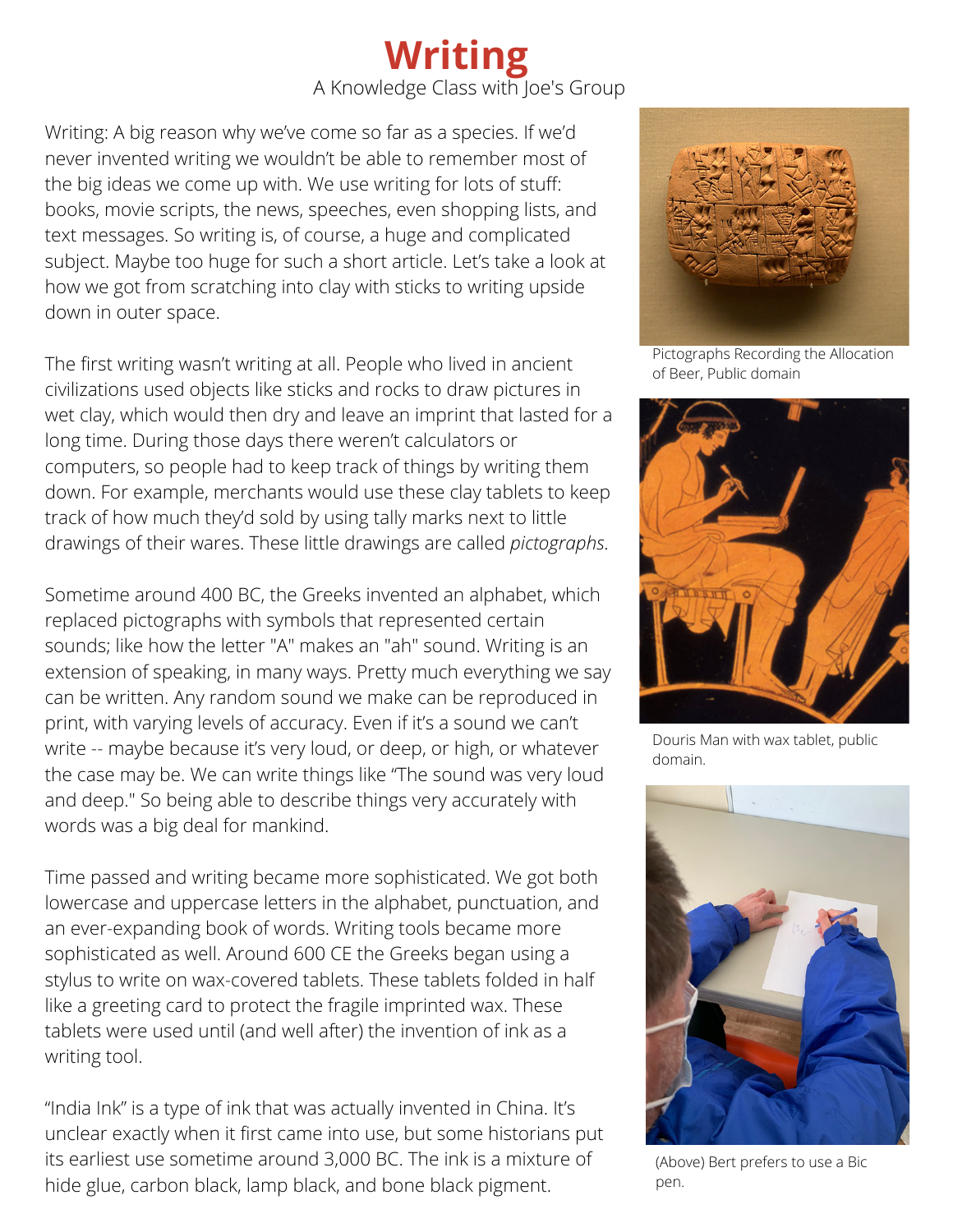# Writing

A Knowledge Class with Joe's Group

Writing: A big reason why we've come so far as a species. If we'd never invented writing we wouldn't be able to remember most of the big ideas we come up with. We use writing for lots of stuff: books, movie scripts, the news, speeches, even shopping lists, and text messages. So writing is, of course, a huge and complicated subject. Maybe too huge for such a short article. Let's take a look at how we got from scratching into clay with sticks to writing upside down in outer space.

The first writing wasn't writing at all. People who lived in ancient civilizations used objects like sticks and rocks to draw pictures in wet clay, which would then dry and leave an imprint that lasted for a long time. During those days there weren't calculators or computers, so people had to keep track of things by writing them down. For example, merchants would use these clay tablets to keep track of how much they'd sold by using tally marks next to little drawings of their wares. These little drawings are called *pictographs*.

Sometime around 400 BC, the Greeks invented an alphabet, which replaced pictographs with symbols that represented certain sounds; like how the letter "A" makes an "ah" sound. Writing is an extension of speaking, in many ways. Pretty much everything we say can be written. Any random sound we make can be reproduced in print, with varying levels of accuracy. Even if it's a sound we can't write -- maybe because it's very loud, or deep, or high, or whatever the case may be. We can write things like "The sound was very loud and deep." So being able to describe things very accurately with words was a big deal for mankind.

Time passed and writing became more sophisticated. We got both lowercase and uppercase letters in the alphabet, punctuation, and an ever-expanding book of words. Writing tools became more sophisticated as well. Around 600 CE the Greeks began using a stylus to write on wax-covered tablets. These tablets folded in half like a greeting card to protect the fragile imprinted wax. These tablets were used until (and well after) the invention of ink as a writing tool.

"India Ink" is a type of ink that was actually invented in China. It's unclear exactly when it first came into use, but some historians put its earliest use sometime around 3,000 BC. The ink is a mixture of hide glue, carbon black, lamp black, and bone black pigment.

Pictographs Recording the Allocation of Beer, Public domain

Douris Man with wax tablet, public domain.

(Above) Bert prefers to use a Bic pen.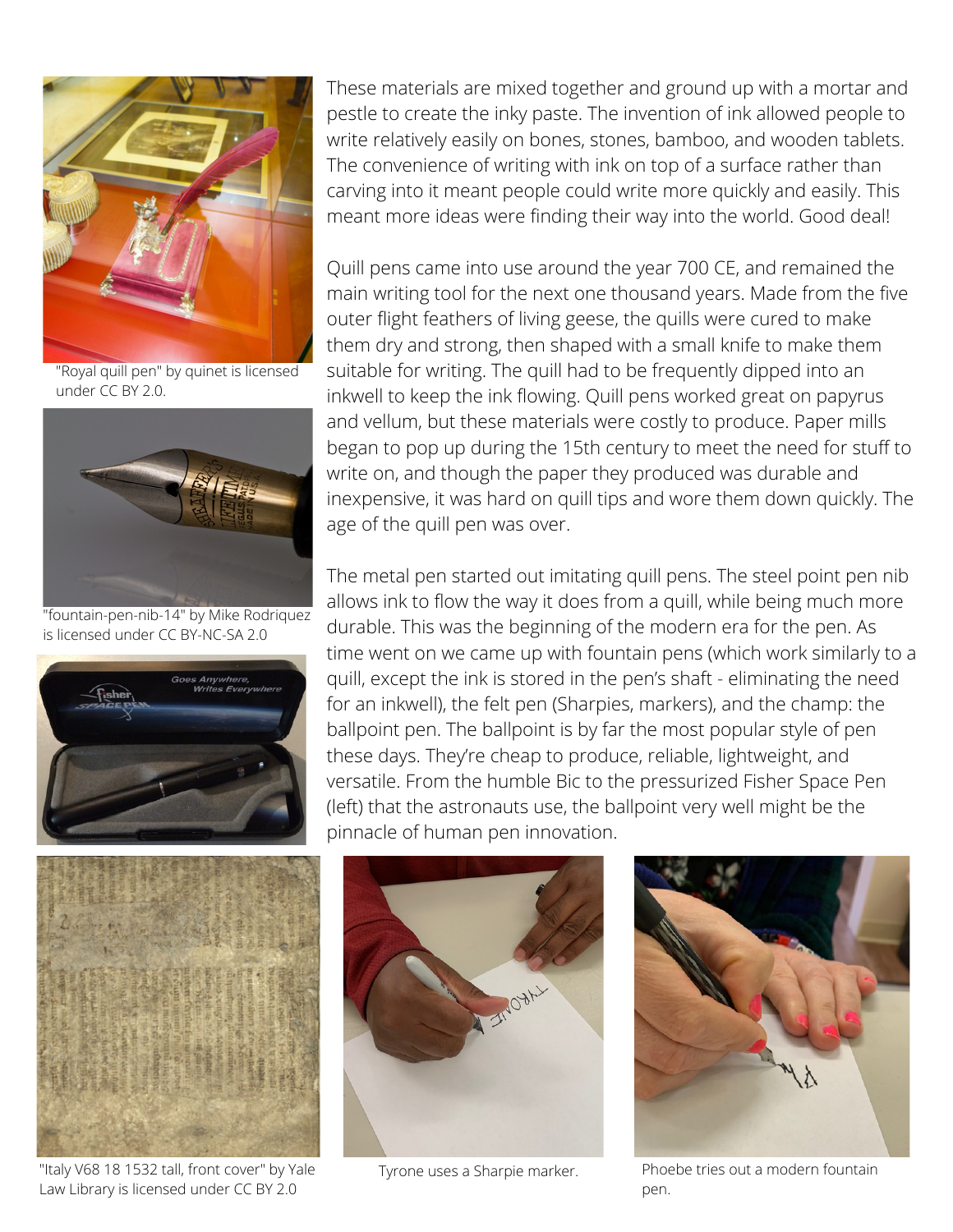"Royal quill pen" by quinet is licensed under CC BY 2.0.

"fountain-pen-nib-14" by Mike Rodriquez is licensed under CC BY-NC-SA 2.0

These materials are mixed together and ground up with a mortar and pestle to create the inky paste. The invention of ink allowed people to write relatively easily on bones, stones, bamboo, and wooden tablets. The convenience of writing with ink on top of a surface rather than carving into it meant people could write more quickly and easily. This meant more ideas were finding their way into the world. Good deal!

Quill pens came into use around the year 700 CE, and remained the main writing tool for the next one thousand years. Made from the five outer flight feathers of living geese, the quills were cured to make them dry and strong, then shaped with a small knife to make them suitable for writing. The quill had to be frequently dipped into an inkwell to keep the ink flowing. Quill pens worked great on papyrus and vellum, but these materials were costly to produce. Paper mills began to pop up during the 15th century to meet the need for stuff to write on, and though the paper they produced was durable and inexpensive, it was hard on quill tips and wore them down quickly. The age of the quill pen was over.

The metal pen started out imitating quill pens. The steel point pen nib allows ink to flow the way it does from a quill, while being much more durable. This was the beginning of the modern era for the pen. As time went on we came up with fountain pens (which work similarly to a quill, except the ink is stored in the pen's shaft - eliminating the need for an inkwell), the felt pen (Sharpies, markers), and the champ: the ballpoint pen. The ballpoint is by far the most popular style of pen these days. They're cheap to produce, reliable, lightweight, and versatile. From the humble Bic to the pressurized Fisher Space Pen (left) that the astronauts use, the ballpoint very well might be the pinnacle of human pen innovation.

"Italy V68 18 1532 tall, front cover" by Yale Law Library is licensed under CC BY 2.0

Tyrone uses a Sharpie marker.

Phoebe tries out a modern fountain pen.